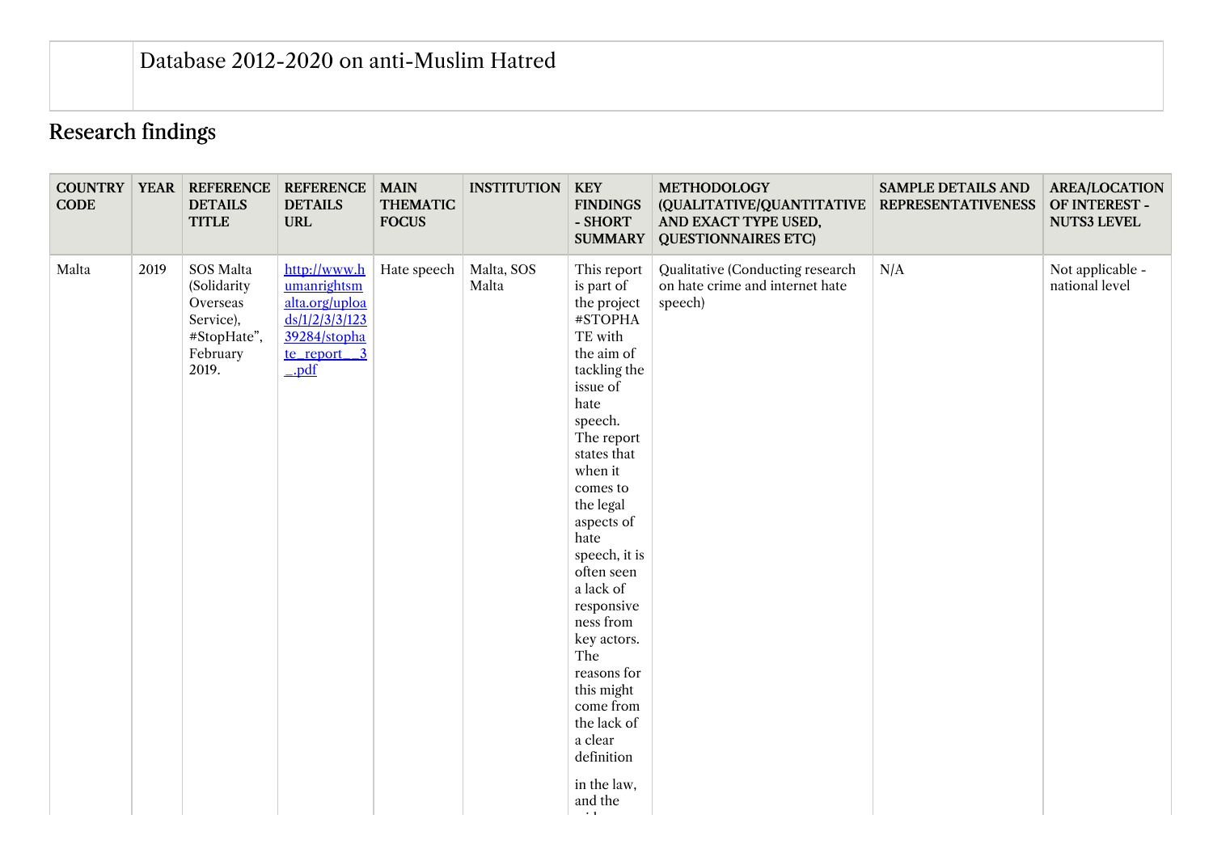| | Database 2012-2020 on anti-Muslim Hatred |
|---|---|

## Research findings

| COUNTRY CODE | YEAR | REFERENCE DETAILS TITLE | REFERENCE DETAILS URL | MAIN THEMATIC FOCUS | INSTITUTION | KEY FINDINGS - SHORT SUMMARY | METHODOLOGY (QUALITATIVE/QUANTITATIVE AND EXACT TYPE USED, QUESTIONNAIRES ETC) | SAMPLE DETAILS AND REPRESENTATIVENESS | AREA/LOCATION OF INTEREST - NUTS3 LEVEL |
|---|---|---|---|---|---|---|---|---|---|
| Malta | 2019 | SOS Malta (Solidarity Overseas Service), #StopHate", February 2019. | [http://www.humanrightsmalta.org/uploads/1/2/3/3/12339284/stophate_report__3_.pdf](http://www.humanrightsmalta.org/uploads/1/2/3/3/12339284/stophate_report__3_.pdf) | Hate speech | Malta, SOS Malta | This report is part of the project #STOPHATE with the aim of tackling the issue of hate speech. The report states that when it comes to the legal aspects of hate speech, it is often seen a lack of responsiveness from key actors. The reasons for this might come from the lack of a clear definition in the law, and the | Qualitative (Conducting research on hate crime and internet hate speech) | N/A | Not applicable - national level |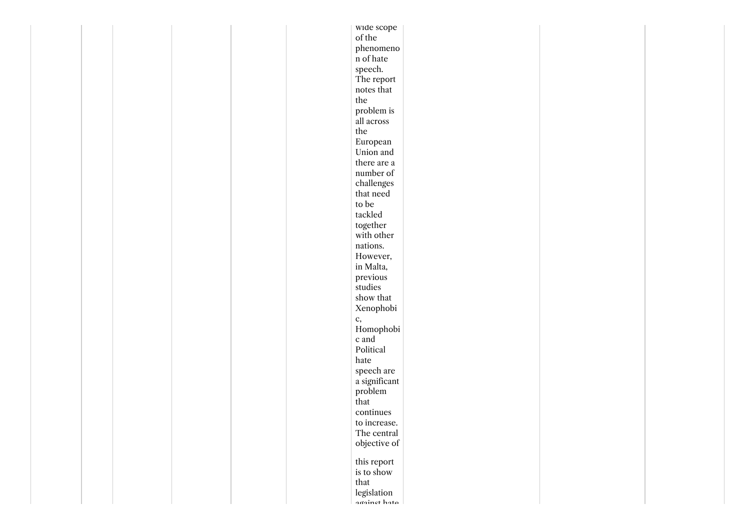wide scope of the phenomenon of hate speech. The report notes that the problem is all across the European Union and there are a number of challenges that need to be tackled together with other nations. However, in Malta, previous studies show that Xenophobic, Homophobic and Political hate speech are a significant problem that continues to increase. The central objective of

this report is to show that legislation against hate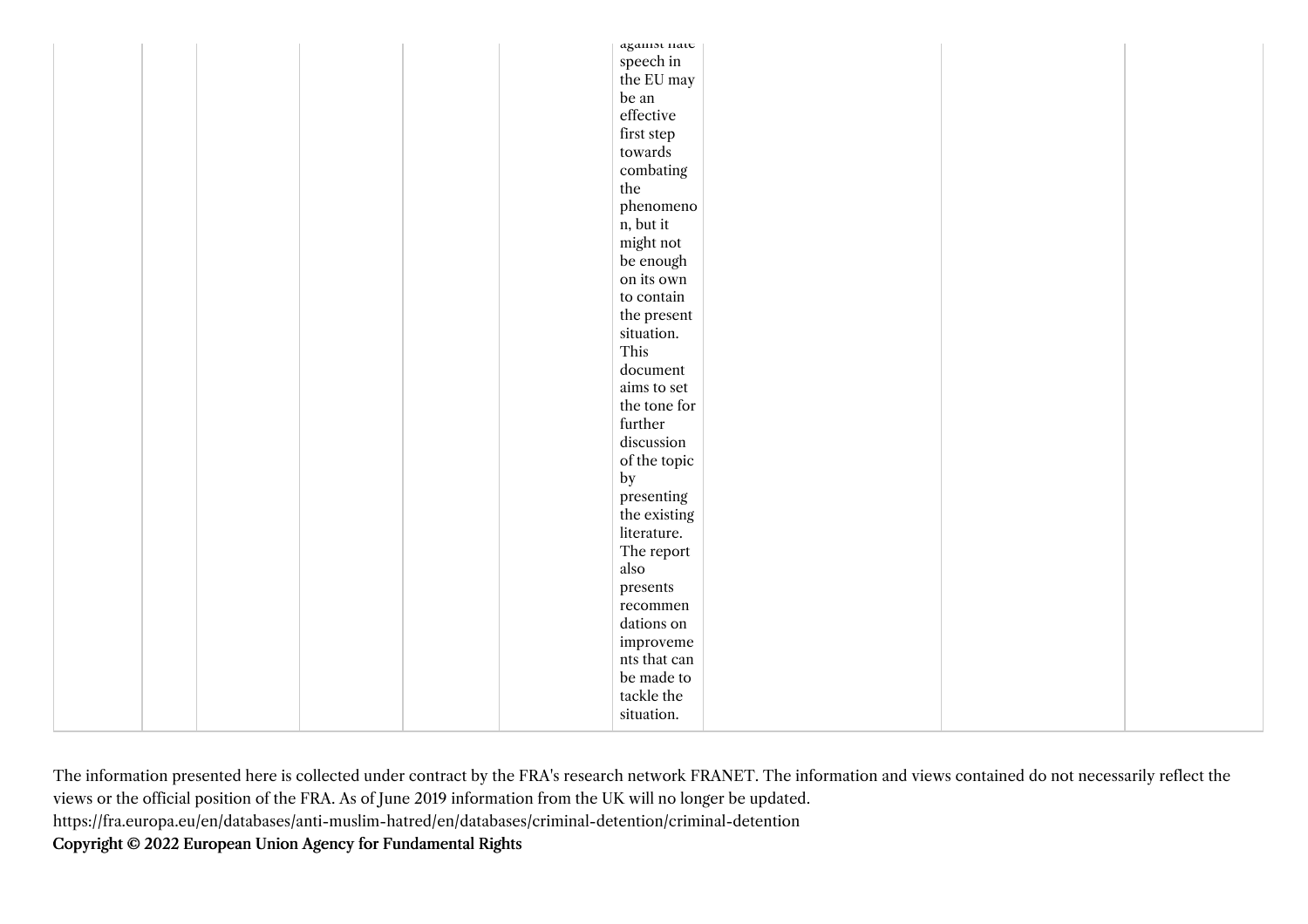| | | | | | | | | | |
|---|---|---|---|---|---|---|---|---|---|
| | | | | | | against hate speech in the EU may be an effective first step towards combating the phenomenon, but it might not be enough on its own to contain the present situation. This document aims to set the tone for further discussion of the topic by presenting the existing literature. The report also presents recommendations on improvements that can be made to tackle the situation. | | | |

The information presented here is collected under contract by the FRA's research network FRANET. The information and views contained do not necessarily reflect the views or the official position of the FRA. As of June 2019 information from the UK will no longer be updated.
https://fra.europa.eu/en/databases/anti-muslim-hatred/en/databases/criminal-detention/criminal-detention
**Copyright © 2022 European Union Agency for Fundamental Rights**